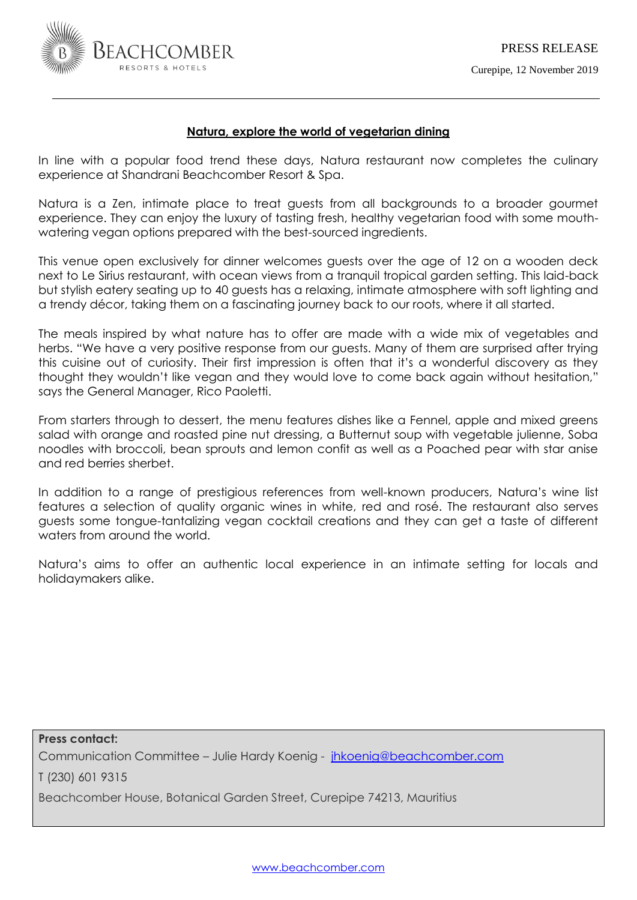BEACHCOMBER
RESORTS & HOTELS

PRESS RELEASE

Curepipe, 12 November 2019

---

## Natura, explore the world of vegetarian dining

In line with a popular food trend these days, Natura restaurant now completes the culinary experience at Shandrani Beachcomber Resort & Spa.

Natura is a Zen, intimate place to treat guests from all backgrounds to a broader gourmet experience. They can enjoy the luxury of tasting fresh, healthy vegetarian food with some mouth-watering vegan options prepared with the best-sourced ingredients.

This venue open exclusively for dinner welcomes guests over the age of 12 on a wooden deck next to Le Sirius restaurant, with ocean views from a tranquil tropical garden setting. This laid-back but stylish eatery seating up to 40 guests has a relaxing, intimate atmosphere with soft lighting and a trendy décor, taking them on a fascinating journey back to our roots, where it all started.

The meals inspired by what nature has to offer are made with a wide mix of vegetables and herbs. "We have a very positive response from our guests. Many of them are surprised after trying this cuisine out of curiosity. Their first impression is often that it's a wonderful discovery as they thought they wouldn't like vegan and they would love to come back again without hesitation," says the General Manager, Rico Paoletti.

From starters through to dessert, the menu features dishes like a Fennel, apple and mixed greens salad with orange and roasted pine nut dressing, a Butternut soup with vegetable julienne, Soba noodles with broccoli, bean sprouts and lemon confit as well as a Poached pear with star anise and red berries sherbet.

In addition to a range of prestigious references from well-known producers, Natura's wine list features a selection of quality organic wines in white, red and rosé. The restaurant also serves guests some tongue-tantalizing vegan cocktail creations and they can get a taste of different waters from around the world.

Natura's aims to offer an authentic local experience in an intimate setting for locals and holidaymakers alike.

**Press contact:**

Communication Committee – Julie Hardy Koenig - jhkoenig@beachcomber.com

T (230) 601 9315

Beachcomber House, Botanical Garden Street, Curepipe 74213, Mauritius

www.beachcomber.com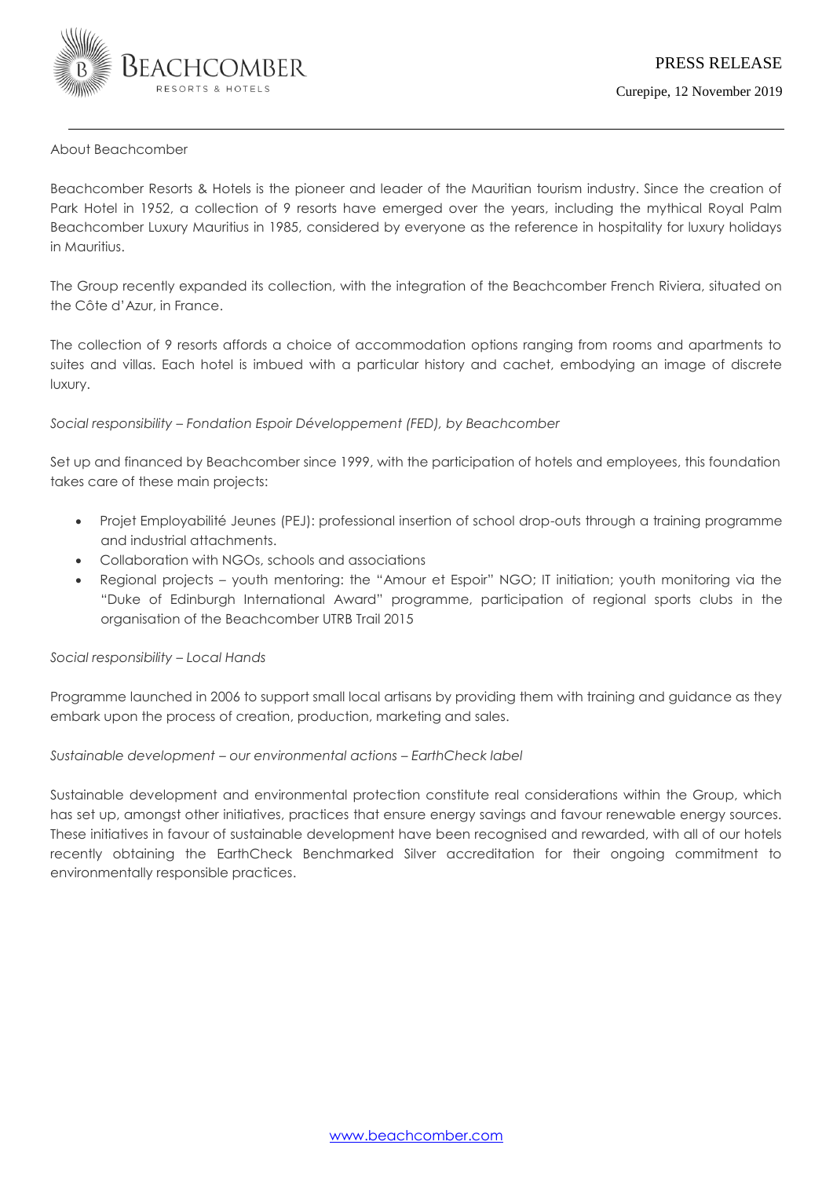PRESS RELEASE

Curepipe, 12 November 2019

About Beachcomber

Beachcomber Resorts & Hotels is the pioneer and leader of the Mauritian tourism industry. Since the creation of Park Hotel in 1952, a collection of 9 resorts have emerged over the years, including the mythical Royal Palm Beachcomber Luxury Mauritius in 1985, considered by everyone as the reference in hospitality for luxury holidays in Mauritius.

The Group recently expanded its collection, with the integration of the Beachcomber French Riviera, situated on the Côte d'Azur, in France.

The collection of 9 resorts affords a choice of accommodation options ranging from rooms and apartments to suites and villas. Each hotel is imbued with a particular history and cachet, embodying an image of discrete luxury.

*Social responsibility – Fondation Espoir Développement (FED), by Beachcomber*

Set up and financed by Beachcomber since 1999, with the participation of hotels and employees, this foundation takes care of these main projects:

- Projet Employabilité Jeunes (PEJ): professional insertion of school drop-outs through a training programme and industrial attachments.
- Collaboration with NGOs, schools and associations
- Regional projects – youth mentoring: the "Amour et Espoir" NGO; IT initiation; youth monitoring via the "Duke of Edinburgh International Award" programme, participation of regional sports clubs in the organisation of the Beachcomber UTRB Trail 2015

*Social responsibility – Local Hands*

Programme launched in 2006 to support small local artisans by providing them with training and guidance as they embark upon the process of creation, production, marketing and sales.

*Sustainable development – our environmental actions – EarthCheck label*

Sustainable development and environmental protection constitute real considerations within the Group, which has set up, amongst other initiatives, practices that ensure energy savings and favour renewable energy sources. These initiatives in favour of sustainable development have been recognised and rewarded, with all of our hotels recently obtaining the EarthCheck Benchmarked Silver accreditation for their ongoing commitment to environmentally responsible practices.

www.beachcomber.com